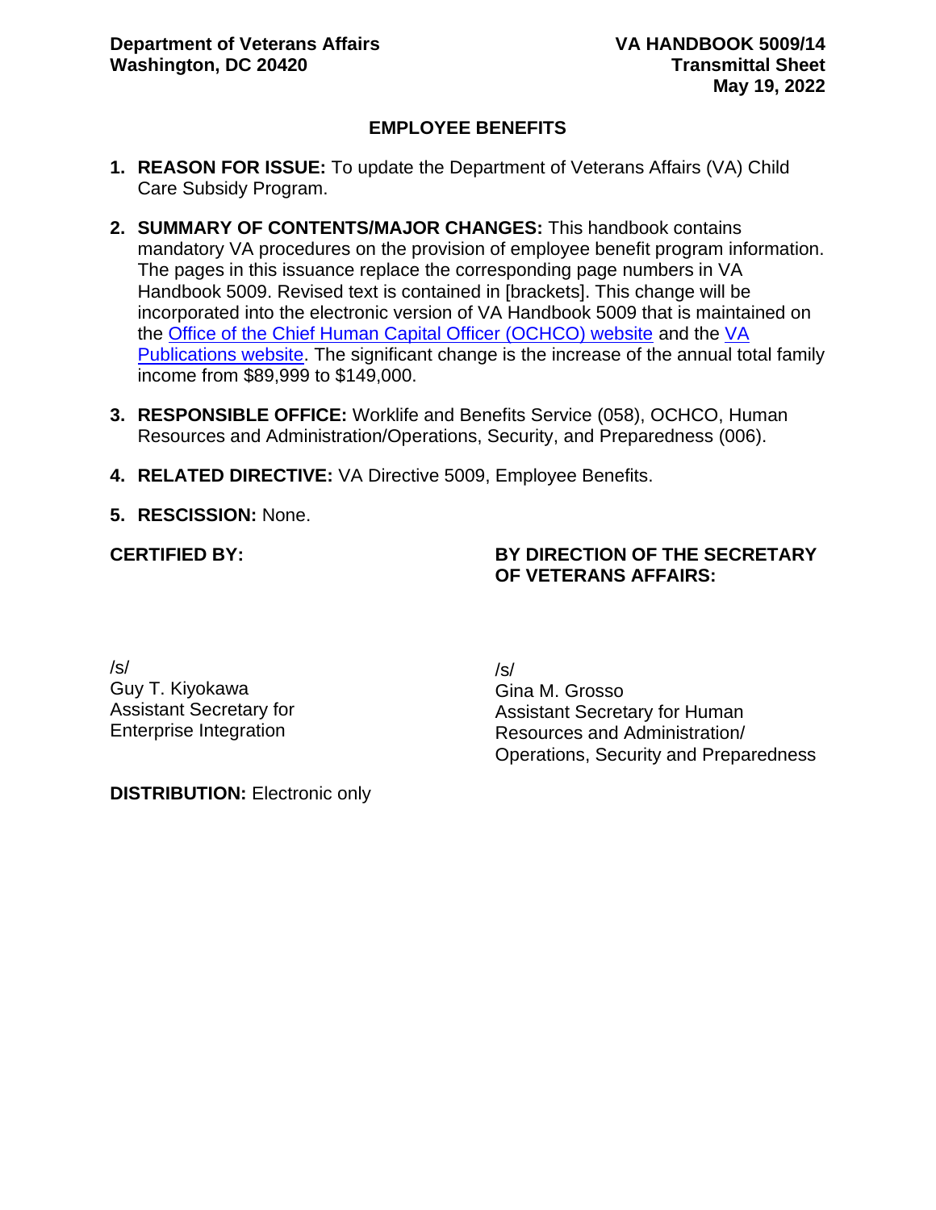**Department of Veterans Affairs**
**Washington, DC 20420**

**VA HANDBOOK 5009/14**
**Transmittal Sheet**
**May 19, 2022**

## EMPLOYEE BENEFITS

1. **REASON FOR ISSUE:** To update the Department of Veterans Affairs (VA) Child Care Subsidy Program.

2. **SUMMARY OF CONTENTS/MAJOR CHANGES:** This handbook contains mandatory VA procedures on the provision of employee benefit program information. The pages in this issuance replace the corresponding page numbers in VA Handbook 5009. Revised text is contained in [brackets]. This change will be incorporated into the electronic version of VA Handbook 5009 that is maintained on the Office of the Chief Human Capital Officer (OCHCO) website and the VA Publications website. The significant change is the increase of the annual total family income from $89,999 to $149,000.

3. **RESPONSIBLE OFFICE:** Worklife and Benefits Service (058), OCHCO, Human Resources and Administration/Operations, Security, and Preparedness (006).

4. **RELATED DIRECTIVE:** VA Directive 5009, Employee Benefits.

5. **RESCISSION:** None.

**CERTIFIED BY:**

/s/
Guy T. Kiyokawa
Assistant Secretary for
Enterprise Integration

**BY DIRECTION OF THE SECRETARY OF VETERANS AFFAIRS:**

/s/
Gina M. Grosso
Assistant Secretary for Human
Resources and Administration/
Operations, Security and Preparedness

**DISTRIBUTION:** Electronic only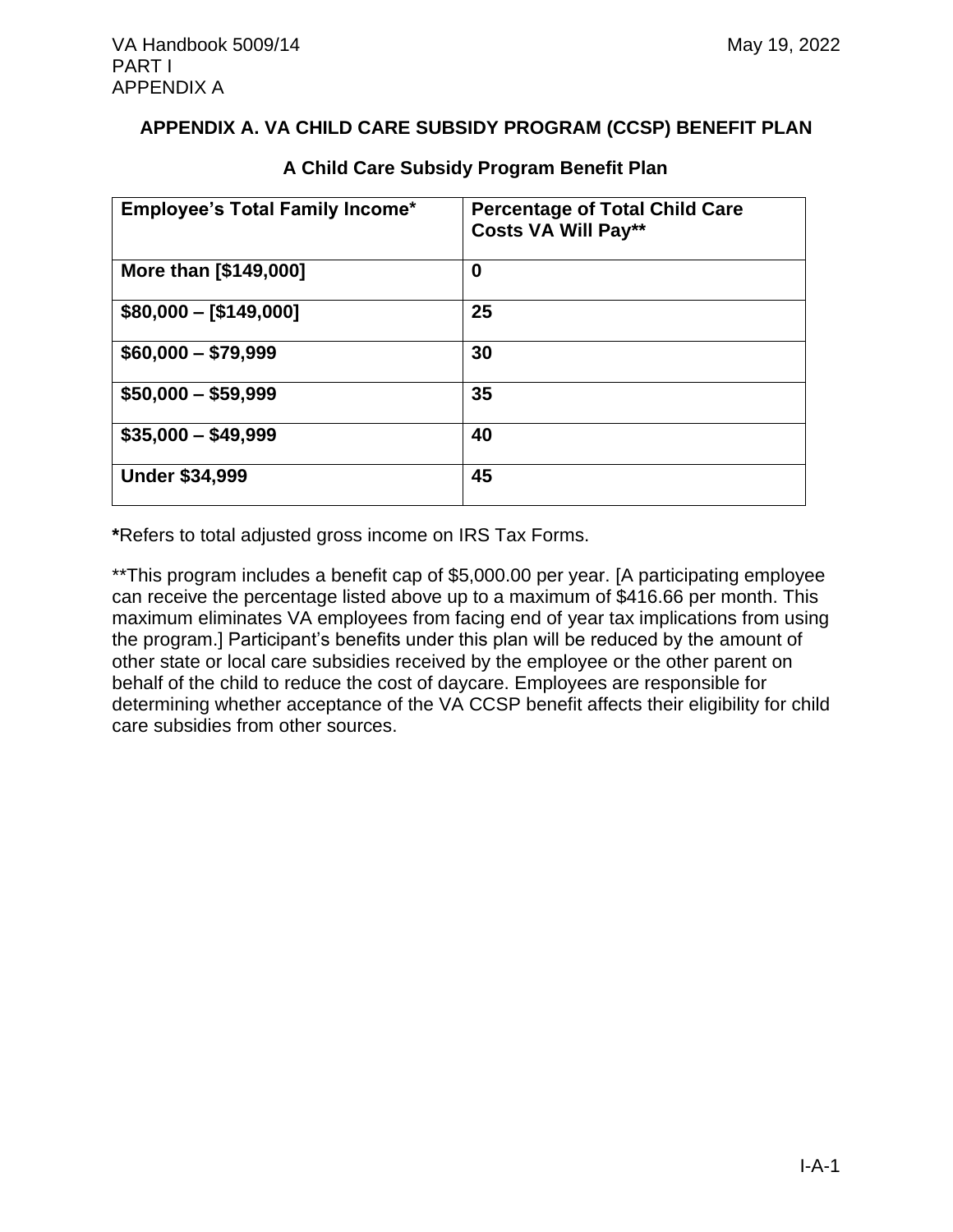## APPENDIX A. VA CHILD CARE SUBSIDY PROGRAM (CCSP) BENEFIT PLAN

### A Child Care Subsidy Program Benefit Plan

| Employee's Total Family Income* | Percentage of Total Child Care Costs VA Will Pay** |
|---|---|
| More than [$149,000] | 0 |
| $80,000 – [$149,000] | 25 |
| $60,000 – $79,999 | 30 |
| $50,000 – $59,999 | 35 |
| $35,000 – $49,999 | 40 |
| Under $34,999 | 45 |

**\***Refers to total adjusted gross income on IRS Tax Forms.

**This program includes a benefit cap of $5,000.00 per year. [A participating employee can receive the percentage listed above up to a maximum of $416.66 per month. This maximum eliminates VA employees from facing end of year tax implications from using the program.] Participant's benefits under this plan will be reduced by the amount of other state or local care subsidies received by the employee or the other parent on behalf of the child to reduce the cost of daycare. Employees are responsible for determining whether acceptance of the VA CCSP benefit affects their eligibility for child care subsidies from other sources.